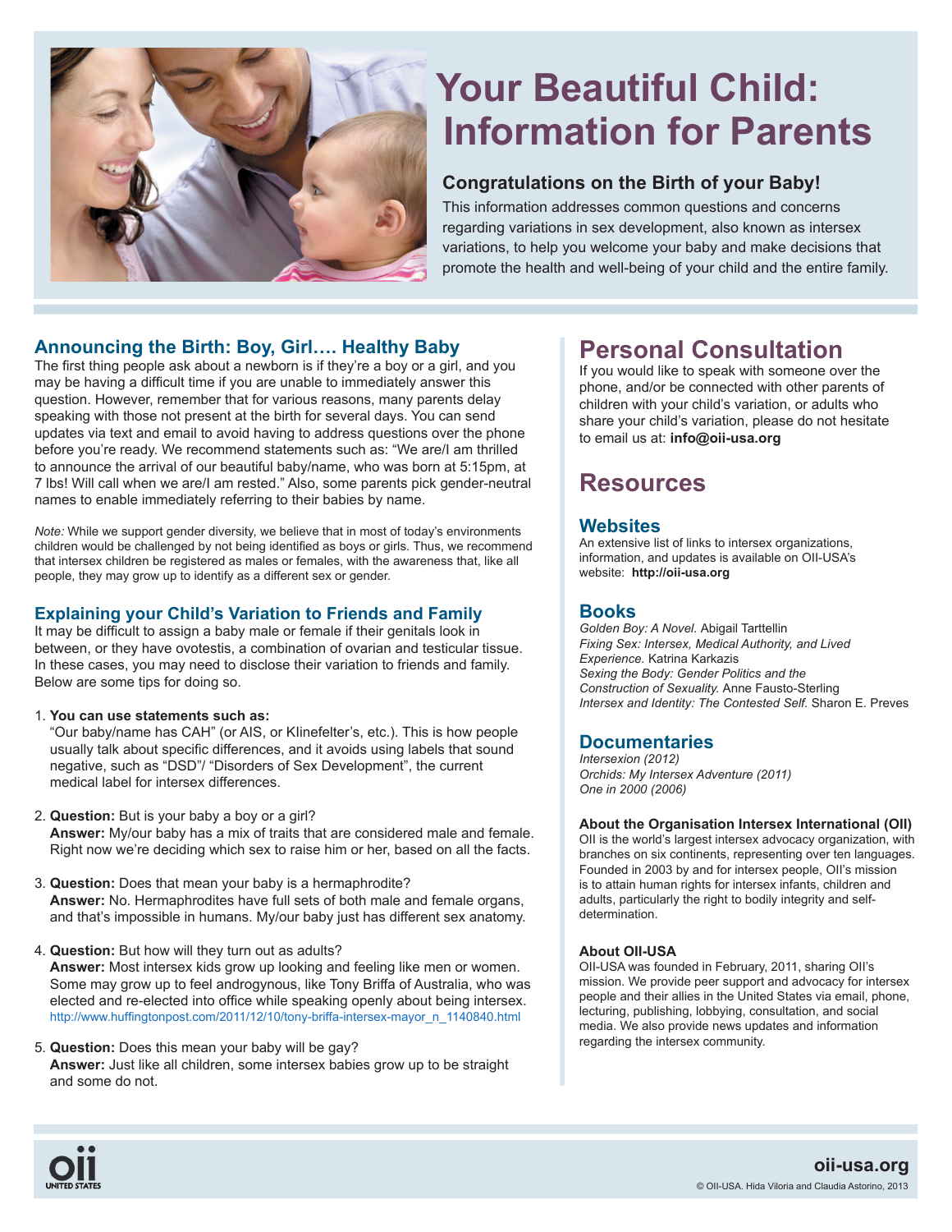# Your Beautiful Child: Information for Parents

## Congratulations on the Birth of your Baby!

This information addresses common questions and concerns regarding variations in sex development, also known as intersex variations, to help you welcome your baby and make decisions that promote the health and well-being of your child and the entire family.

## Announcing the Birth: Boy, Girl…. Healthy Baby

The first thing people ask about a newborn is if they're a boy or a girl, and you may be having a difficult time if you are unable to immediately answer this question. However, remember that for various reasons, many parents delay speaking with those not present at the birth for several days. You can send updates via text and email to avoid having to address questions over the phone before you're ready. We recommend statements such as: "We are/I am thrilled to announce the arrival of our beautiful baby/name, who was born at 5:15pm, at 7 lbs! Will call when we are/I am rested." Also, some parents pick gender-neutral names to enable immediately referring to their babies by name.

*Note:* While we support gender diversity, we believe that in most of today's environments children would be challenged by not being identified as boys or girls. Thus, we recommend that intersex children be registered as males or females, with the awareness that, like all people, they may grow up to identify as a different sex or gender.

## Explaining your Child's Variation to Friends and Family

It may be difficult to assign a baby male or female if their genitals look in between, or they have ovotestis, a combination of ovarian and testicular tissue. In these cases, you may need to disclose their variation to friends and family. Below are some tips for doing so.

1. **You can use statements such as:**
   "Our baby/name has CAH" (or AIS, or Klinefelter's, etc.). This is how people usually talk about specific differences, and it avoids using labels that sound negative, such as "DSD"/ "Disorders of Sex Development", the current medical label for intersex differences.

2. **Question:** But is your baby a boy or a girl?
   **Answer:** My/our baby has a mix of traits that are considered male and female. Right now we're deciding which sex to raise him or her, based on all the facts.

3. **Question:** Does that mean your baby is a hermaphrodite?
   **Answer:** No. Hermaphrodites have full sets of both male and female organs, and that's impossible in humans. My/our baby just has different sex anatomy.

4. **Question:** But how will they turn out as adults?
   **Answer:** Most intersex kids grow up looking and feeling like men or women. Some may grow up to feel androgynous, like Tony Briffa of Australia, who was elected and re-elected into office while speaking openly about being intersex.
   http://www.huffingtonpost.com/2011/12/10/tony-briffa-intersex-mayor_n_1140840.html

5. **Question:** Does this mean your baby will be gay?
   **Answer:** Just like all children, some intersex babies grow up to be straight and some do not.

## Personal Consultation

If you would like to speak with someone over the phone, and/or be connected with other parents of children with your child's variation, or adults who share your child's variation, please do not hesitate to email us at: **info@oii-usa.org**

## Resources

### Websites

An extensive list of links to intersex organizations, information, and updates is available on OII-USA's website: **http://oii-usa.org**

### Books

*Golden Boy: A Novel.* Abigail Tarttellin
*Fixing Sex: Intersex, Medical Authority, and Lived Experience.* Katrina Karkazis
*Sexing the Body: Gender Politics and the Construction of Sexuality.* Anne Fausto-Sterling
*Intersex and Identity: The Contested Self.* Sharon E. Preves

### Documentaries

*Intersexion (2012)*
*Orchids: My Intersex Adventure (2011)*
*One in 2000 (2006)*

**About the Organisation Intersex International (OII)**

OII is the world's largest intersex advocacy organization, with branches on six continents, representing over ten languages. Founded in 2003 by and for intersex people, OII's mission is to attain human rights for intersex infants, children and adults, particularly the right to bodily integrity and self-determination.

**About OII-USA**

OII-USA was founded in February, 2011, sharing OII's mission. We provide peer support and advocacy for intersex people and their allies in the United States via email, phone, lecturing, publishing, lobbying, consultation, and social media. We also provide news updates and information regarding the intersex community.

oii UNITED STATES

**oii-usa.org**

© OII-USA. Hida Viloria and Claudia Astorino, 2013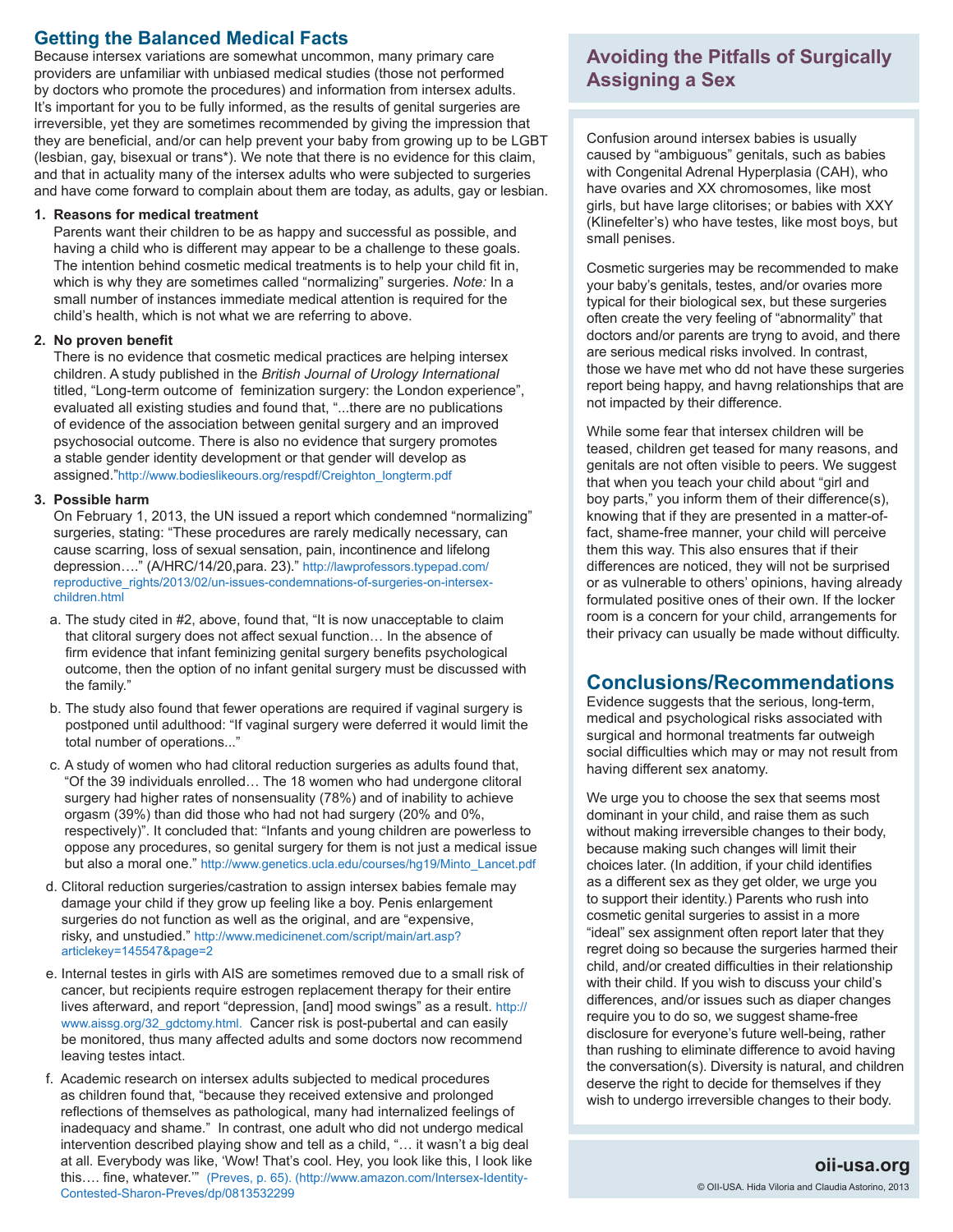## Getting the Balanced Medical Facts

Because intersex variations are somewhat uncommon, many primary care providers are unfamiliar with unbiased medical studies (those not performed by doctors who promote the procedures) and information from intersex adults. It's important for you to be fully informed, as the results of genital surgeries are irreversible, yet they are sometimes recommended by giving the impression that they are beneficial, and/or can help prevent your baby from growing up to be LGBT (lesbian, gay, bisexual or trans*). We note that there is no evidence for this claim, and that in actuality many of the intersex adults who were subjected to surgeries and have come forward to complain about them are today, as adults, gay or lesbian.

1. **Reasons for medical treatment**
   Parents want their children to be as happy and successful as possible, and having a child who is different may appear to be a challenge to these goals. The intention behind cosmetic medical treatments is to help your child fit in, which is why they are sometimes called "normalizing" surgeries. *Note:* In a small number of instances immediate medical attention is required for the child's health, which is not what we are referring to above.

2. **No proven benefit**
   There is no evidence that cosmetic medical practices are helping intersex children. A study published in the *British Journal of Urology International* titled, "Long-term outcome of feminization surgery: the London experience", evaluated all existing studies and found that, "...there are no publications of evidence of the association between genital surgery and an improved psychosocial outcome. There is also no evidence that surgery promotes a stable gender identity development or that gender will develop as assigned."http://www.bodieslikeours.org/respdf/Creighton_longterm.pdf

3. **Possible harm**
   On February 1, 2013, the UN issued a report which condemned "normalizing" surgeries, stating: "These procedures are rarely medically necessary, can cause scarring, loss of sexual sensation, pain, incontinence and lifelong depression…." (A/HRC/14/20,para. 23)." http://lawprofessors.typepad.com/reproductive_rights/2013/02/un-issues-condemnations-of-surgeries-on-intersex-children.html

   a. The study cited in #2, above, found that, "It is now unacceptable to claim that clitoral surgery does not affect sexual function… In the absence of firm evidence that infant feminizing genital surgery benefits psychological outcome, then the option of no infant genital surgery must be discussed with the family."

   b. The study also found that fewer operations are required if vaginal surgery is postponed until adulthood: "If vaginal surgery were deferred it would limit the total number of operations..."

   c. A study of women who had clitoral reduction surgeries as adults found that, "Of the 39 individuals enrolled… The 18 women who had undergone clitoral surgery had higher rates of nonsensuality (78%) and of inability to achieve orgasm (39%) than did those who had not had surgery (20% and 0%, respectively)". It concluded that: "Infants and young children are powerless to oppose any procedures, so genital surgery for them is not just a medical issue but also a moral one." http://www.genetics.ucla.edu/courses/hg19/Minto_Lancet.pdf

   d. Clitoral reduction surgeries/castration to assign intersex babies female may damage your child if they grow up feeling like a boy. Penis enlargement surgeries do not function as well as the original, and are "expensive, risky, and unstudied." http://www.medicinenet.com/script/main/art.asp?articlekey=145547&page=2

   e. Internal testes in girls with AIS are sometimes removed due to a small risk of cancer, but recipients require estrogen replacement therapy for their entire lives afterward, and report "depression, [and] mood swings" as a result. http://www.aissg.org/32_gdctomy.html. Cancer risk is post-pubertal and can easily be monitored, thus many affected adults and some doctors now recommend leaving testes intact.

   f. Academic research on intersex adults subjected to medical procedures as children found that, "because they received extensive and prolonged reflections of themselves as pathological, many had internalized feelings of inadequacy and shame." In contrast, one adult who did not undergo medical intervention described playing show and tell as a child, "… it wasn't a big deal at all. Everybody was like, 'Wow! That's cool. Hey, you look like this, I look like this…. fine, whatever.'" (Preves, p. 65). (http://www.amazon.com/Intersex-Identity-Contested-Sharon-Preves/dp/0813532299

## Avoiding the Pitfalls of Surgically Assigning a Sex

Confusion around intersex babies is usually caused by "ambiguous" genitals, such as babies with Congenital Adrenal Hyperplasia (CAH), who have ovaries and XX chromosomes, like most girls, but have large clitorises; or babies with XXY (Klinefelter's) who have testes, like most boys, but small penises.

Cosmetic surgeries may be recommended to make your baby's genitals, testes, and/or ovaries more typical for their biological sex, but these surgeries often create the very feeling of "abnormality" that doctors and/or parents are tryng to avoid, and there are serious medical risks involved. In contrast, those we have met who dd not have these surgeries report being happy, and havng relationships that are not impacted by their difference.

While some fear that intersex children will be teased, children get teased for many reasons, and genitals are not often visible to peers. We suggest that when you teach your child about "girl and boy parts," you inform them of their difference(s), knowing that if they are presented in a matter-of-fact, shame-free manner, your child will perceive them this way. This also ensures that if their differences are noticed, they will not be surprised or as vulnerable to others' opinions, having already formulated positive ones of their own. If the locker room is a concern for your child, arrangements for their privacy can usually be made without difficulty.

## Conclusions/Recommendations

Evidence suggests that the serious, long-term, medical and psychological risks associated with surgical and hormonal treatments far outweigh social difficulties which may or may not result from having different sex anatomy.

We urge you to choose the sex that seems most dominant in your child, and raise them as such without making irreversible changes to their body, because making such changes will limit their choices later. (In addition, if your child identifies as a different sex as they get older, we urge you to support their identity.) Parents who rush into cosmetic genital surgeries to assist in a more "ideal" sex assignment often report later that they regret doing so because the surgeries harmed their child, and/or created difficulties in their relationship with their child. If you wish to discuss your child's differences, and/or issues such as diaper changes require you to do so, we suggest shame-free disclosure for everyone's future well-being, rather than rushing to eliminate difference to avoid having the conversation(s). Diversity is natural, and children deserve the right to decide for themselves if they wish to undergo irreversible changes to their body.

**oii-usa.org**

© OII-USA. Hida Viloria and Claudia Astorino, 2013